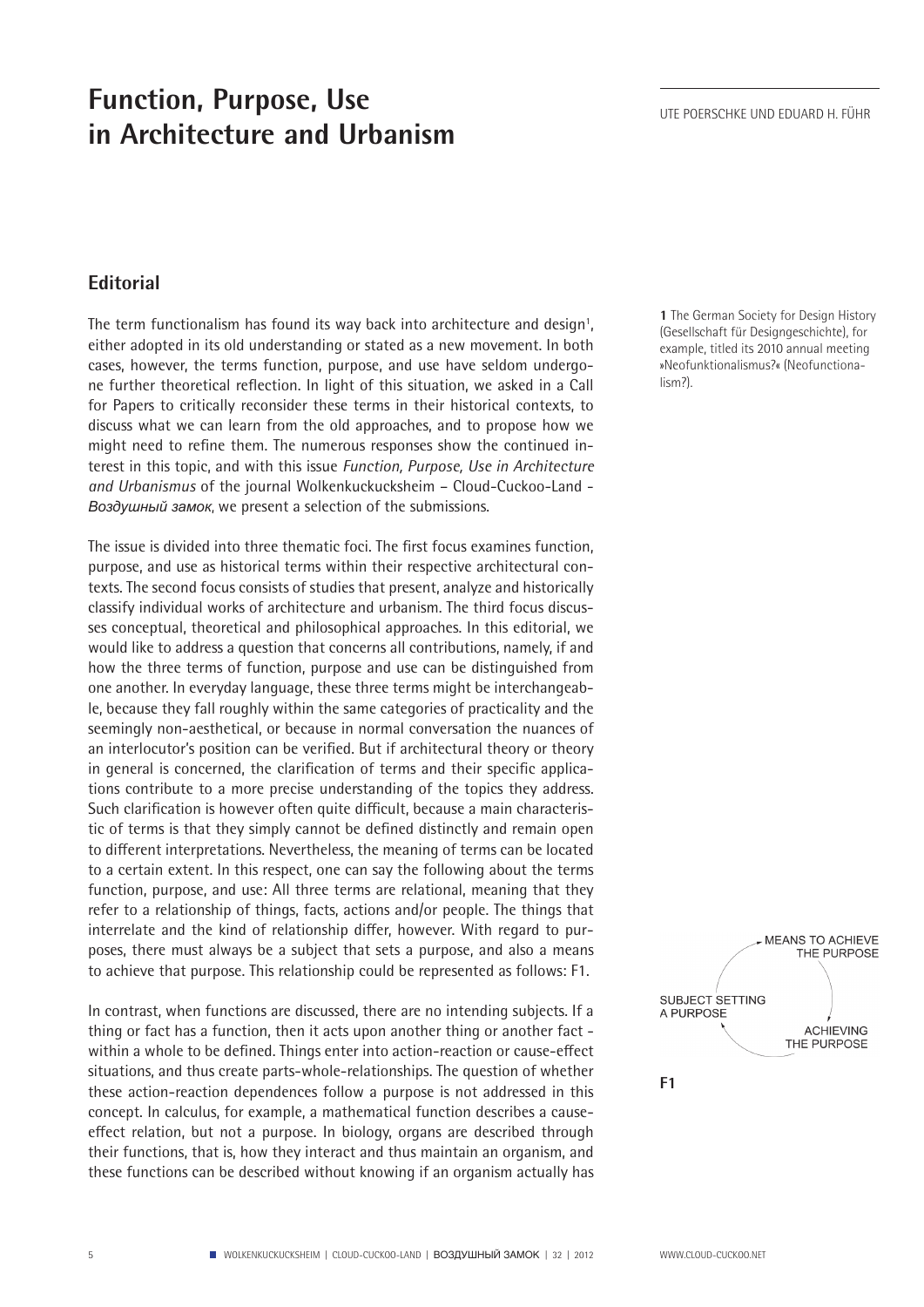# Function, Purpose, Use in Architecture and Urbanism

UTE POERSCHKE UND EDUARD H. FÜHR

## Editorial

The term functionalism has found its way back into architecture and design[1], either adopted in its old understanding or stated as a new movement. In both cases, however, the terms function, purpose, and use have seldom undergone further theoretical reflection. In light of this situation, we asked in a Call for Papers to critically reconsider these terms in their historical contexts, to discuss what we can learn from the old approaches, and to propose how we might need to refine them. The numerous responses show the continued interest in this topic, and with this issue *Function, Purpose, Use in Architecture and Urbanismus* of the journal Wolkenkuckucksheim – Cloud-Cuckoo-Land - *Воздушный замок*, we present a selection of the submissions.

The issue is divided into three thematic foci. The first focus examines function, purpose, and use as historical terms within their respective architectural contexts. The second focus consists of studies that present, analyze and historically classify individual works of architecture and urbanism. The third focus discusses conceptual, theoretical and philosophical approaches. In this editorial, we would like to address a question that concerns all contributions, namely, if and how the three terms of function, purpose and use can be distinguished from one another. In everyday language, these three terms might be interchangeable, because they fall roughly within the same categories of practicality and the seemingly non-aesthetical, or because in normal conversation the nuances of an interlocutor's position can be verified. But if architectural theory or theory in general is concerned, the clarification of terms and their specific applications contribute to a more precise understanding of the topics they address. Such clarification is however often quite difficult, because a main characteristic of terms is that they simply cannot be defined distinctly and remain open to different interpretations. Nevertheless, the meaning of terms can be located to a certain extent. In this respect, one can say the following about the terms function, purpose, and use: All three terms are relational, meaning that they refer to a relationship of things, facts, actions and/or people. The things that interrelate and the kind of relationship differ, however. With regard to purposes, there must always be a subject that sets a purpose, and also a means to achieve that purpose. This relationship could be represented as follows: F1.

In contrast, when functions are discussed, there are no intending subjects. If a thing or fact has a function, then it acts upon another thing or another fact - within a whole to be defined. Things enter into action-reaction or cause-effect situations, and thus create parts-whole-relationships. The question of whether these action-reaction dependences follow a purpose is not addressed in this concept. In calculus, for example, a mathematical function describes a cause-effect relation, but not a purpose. In biology, organs are described through their functions, that is, how they interact and thus maintain an organism, and these functions can be described without knowing if an organism actually has

[1] The German Society for Design History (Gesellschaft für Designgeschichte), for example, titled its 2010 annual meeting »Neofunktionalismus?« (Neofunctionalism?).

MEANS TO ACHIEVE THE PURPOSE

SUBJECT SETTING A PURPOSE

ACHIEVING THE PURPOSE

F1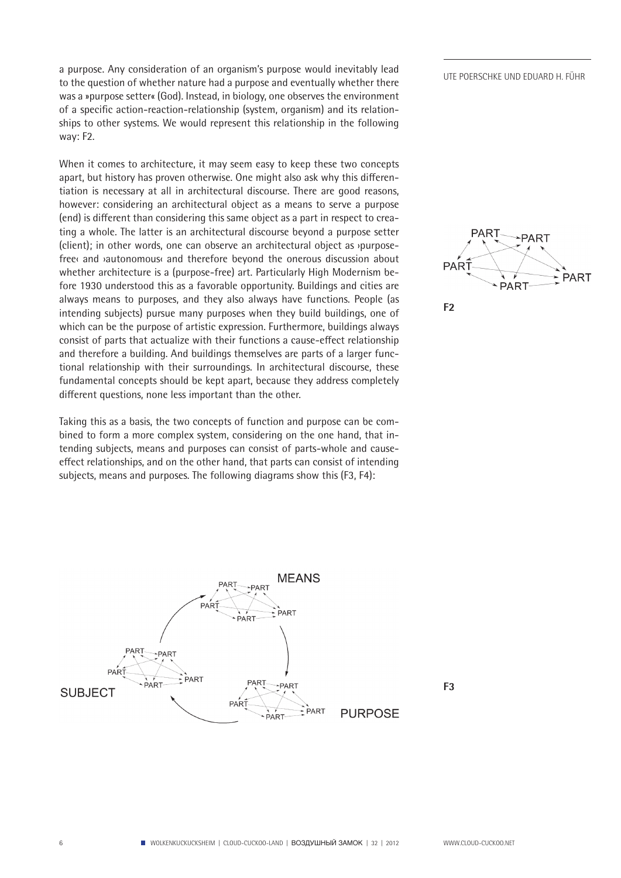a purpose. Any consideration of an organism's purpose would inevitably lead to the question of whether nature had a purpose and eventually whether there was a »purpose setter« (God). Instead, in biology, one observes the environment of a specific action-reaction-relationship (system, organism) and its relationships to other systems. We would represent this relationship in the following way: F2.

When it comes to architecture, it may seem easy to keep these two concepts apart, but history has proven otherwise. One might also ask why this differentiation is necessary at all in architectural discourse. There are good reasons, however: considering an architectural object as a means to serve a purpose (end) is different than considering this same object as a part in respect to creating a whole. The latter is an architectural discourse beyond a purpose setter (client); in other words, one can observe an architectural object as ›purpose-free‹ and ›autonomous‹ and therefore beyond the onerous discussion about whether architecture is a (purpose-free) art. Particularly High Modernism before 1930 understood this as a favorable opportunity. Buildings and cities are always means to purposes, and they also always have functions. People (as intending subjects) pursue many purposes when they build buildings, one of which can be the purpose of artistic expression. Furthermore, buildings always consist of parts that actualize with their functions a cause-effect relationship and therefore a building. And buildings themselves are parts of a larger functional relationship with their surroundings. In architectural discourse, these fundamental concepts should be kept apart, because they address completely different questions, none less important than the other.

F2

Taking this as a basis, the two concepts of function and purpose can be combined to form a more complex system, considering on the one hand, that intending subjects, means and purposes can consist of parts-whole and cause-effect relationships, and on the other hand, that parts can consist of intending subjects, means and purposes. The following diagrams show this (F3, F4):

F3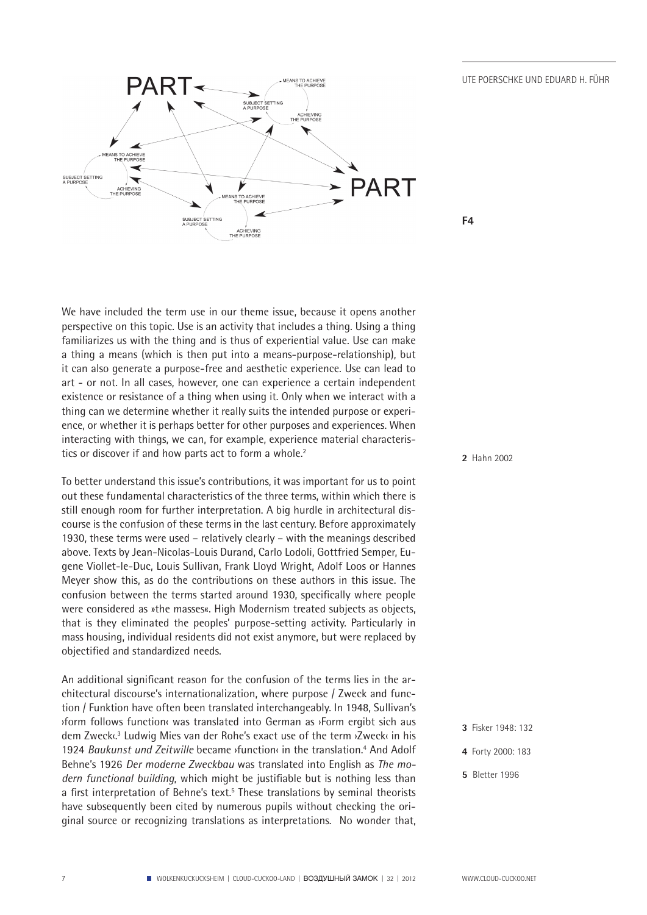F4

We have included the term use in our theme issue, because it opens another perspective on this topic. Use is an activity that includes a thing. Using a thing familiarizes us with the thing and is thus of experiential value. Use can make a thing a means (which is then put into a means-purpose-relationship), but it can also generate a purpose-free and aesthetic experience. Use can lead to art - or not. In all cases, however, one can experience a certain independent existence or resistance of a thing when using it. Only when we interact with a thing can we determine whether it really suits the intended purpose or experience, or whether it is perhaps better for other purposes and experiences. When interacting with things, we can, for example, experience material characteristics or discover if and how parts act to form a whole.[2]

To better understand this issue's contributions, it was important for us to point out these fundamental characteristics of the three terms, within which there is still enough room for further interpretation. A big hurdle in architectural discourse is the confusion of these terms in the last century. Before approximately 1930, these terms were used – relatively clearly – with the meanings described above. Texts by Jean-Nicolas-Louis Durand, Carlo Lodoli, Gottfried Semper, Eugene Viollet-le-Duc, Louis Sullivan, Frank Lloyd Wright, Adolf Loos or Hannes Meyer show this, as do the contributions on these authors in this issue. The confusion between the terms started around 1930, specifically where people were considered as »the masses«. High Modernism treated subjects as objects, that is they eliminated the peoples' purpose-setting activity. Particularly in mass housing, individual residents did not exist anymore, but were replaced by objectified and standardized needs.

An additional significant reason for the confusion of the terms lies in the architectural discourse's internationalization, where purpose / Zweck and function / Funktion have often been translated interchangeably. In 1948, Sullivan's ›form follows function‹ was translated into German as ›Form ergibt sich aus dem Zweck‹.[3] Ludwig Mies van der Rohe's exact use of the term ›Zweck‹ in his 1924 *Baukunst und Zeitwille* became ›function‹ in the translation.[4] And Adolf Behne's 1926 *Der moderne Zweckbau* was translated into English as *The modern functional building*, which might be justifiable but is nothing less than a first interpretation of Behne's text.[5] These translations by seminal theorists have subsequently been cited by numerous pupils without checking the original source or recognizing translations as interpretations. No wonder that,

2 Hahn 2002

3 Fisker 1948: 132

4 Forty 2000: 183

5 Bletter 1996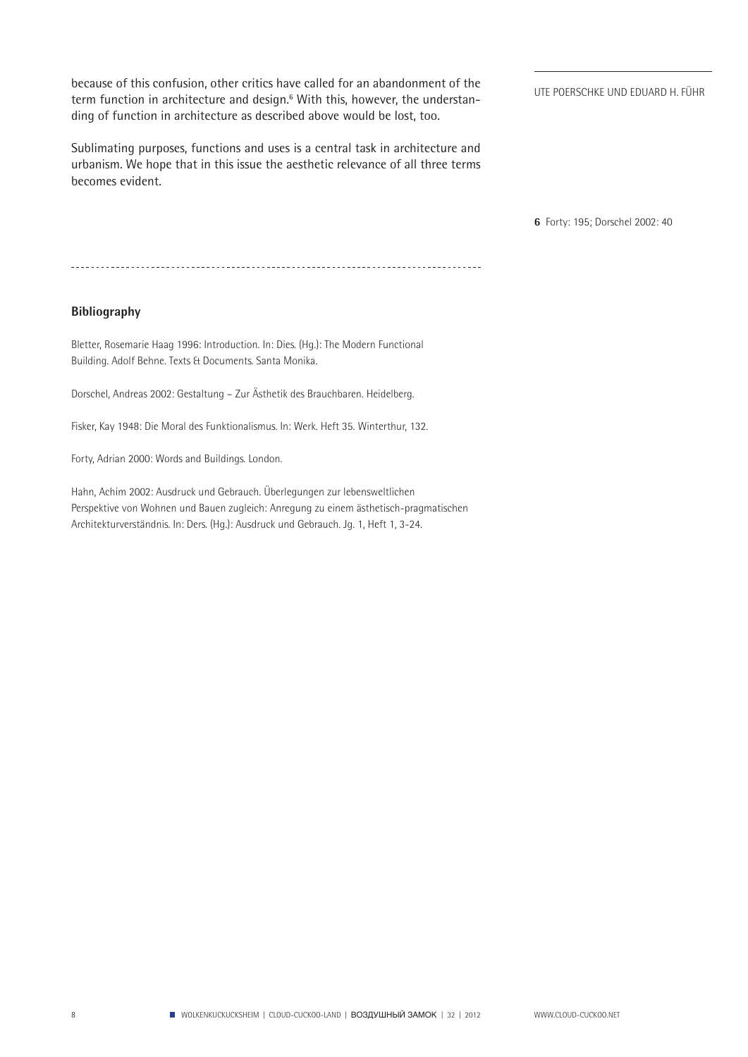because of this confusion, other critics have called for an abandonment of the term function in architecture and design.[6] With this, however, the understanding of function in architecture as described above would be lost, too.

Sublimating purposes, functions and uses is a central task in architecture and urbanism. We hope that in this issue the aesthetic relevance of all three terms becomes evident.

UTE POERSCHKE UND EDUARD H. FÜHR

**6** Forty: 195; Dorschel 2002: 40

---

## Bibliography

Bletter, Rosemarie Haag 1996: Introduction. In: Dies. (Hg.): The Modern Functional Building. Adolf Behne. Texts & Documents. Santa Monika.

Dorschel, Andreas 2002: Gestaltung – Zur Ästhetik des Brauchbaren. Heidelberg.

Fisker, Kay 1948: Die Moral des Funktionalismus. In: Werk. Heft 35. Winterthur, 132.

Forty, Adrian 2000: Words and Buildings. London.

Hahn, Achim 2002: Ausdruck und Gebrauch. Überlegungen zur lebensweltlichen Perspektive von Wohnen und Bauen zugleich: Anregung zu einem ästhetisch-pragmatischen Architekturverständnis. In: Ders. (Hg.): Ausdruck und Gebrauch. Jg. 1, Heft 1, 3-24.